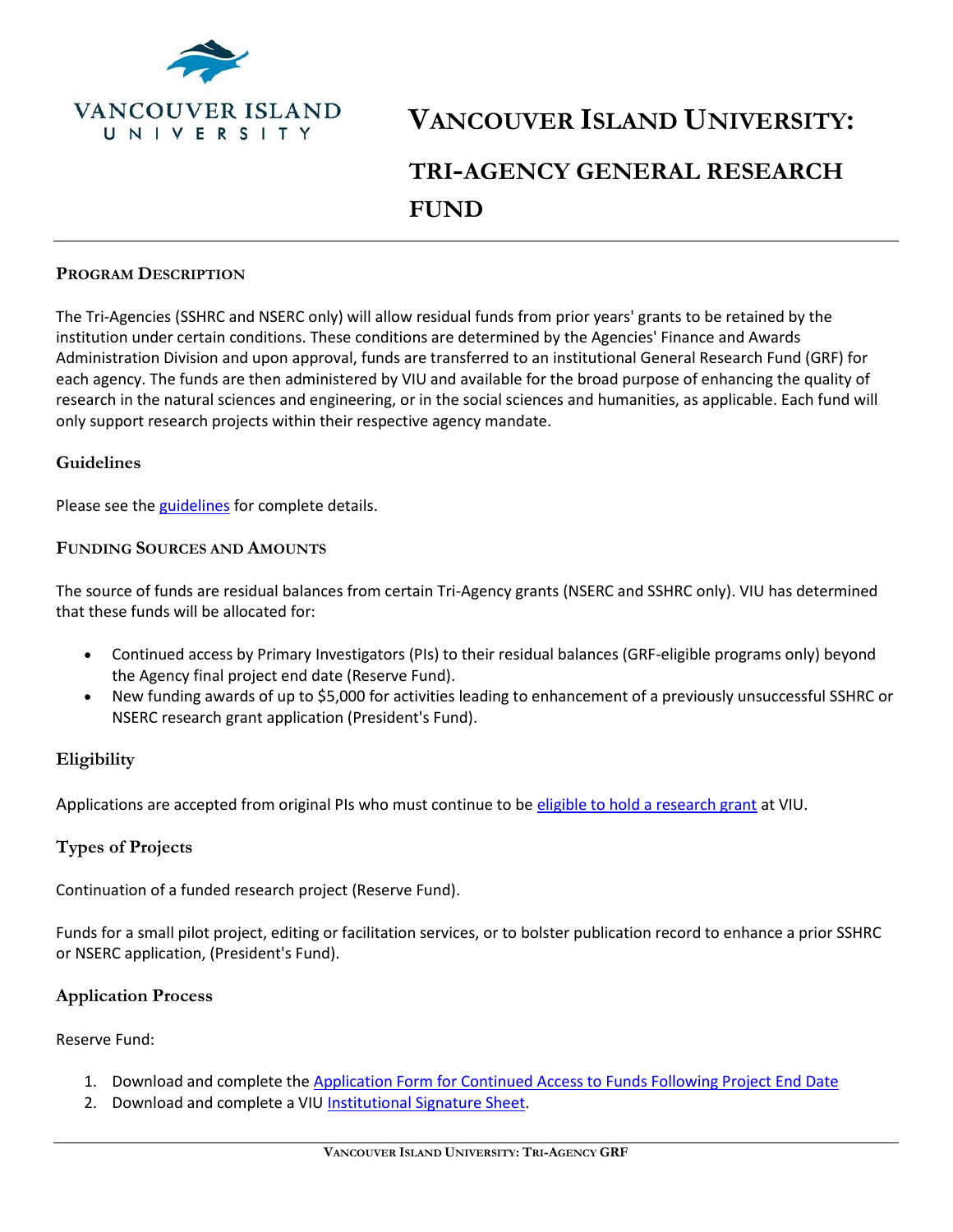# Vancouver Island University: Tri-Agency General Research Fund

## Program Description

The Tri-Agencies (SSHRC and NSERC only) will allow residual funds from prior years' grants to be retained by the institution under certain conditions. These conditions are determined by the Agencies' Finance and Awards Administration Division and upon approval, funds are transferred to an institutional General Research Fund (GRF) for each agency. The funds are then administered by VIU and available for the broad purpose of enhancing the quality of research in the natural sciences and engineering, or in the social sciences and humanities, as applicable. Each fund will only support research projects within their respective agency mandate.

### Guidelines

Please see the guidelines for complete details.

## Funding Sources and Amounts

The source of funds are residual balances from certain Tri-Agency grants (NSERC and SSHRC only). VIU has determined that these funds will be allocated for:

- Continued access by Primary Investigators (PIs) to their residual balances (GRF-eligible programs only) beyond the Agency final project end date (Reserve Fund).
- New funding awards of up to $5,000 for activities leading to enhancement of a previously unsuccessful SSHRC or NSERC research grant application (President's Fund).

### Eligibility

Applications are accepted from original PIs who must continue to be eligible to hold a research grant at VIU.

### Types of Projects

Continuation of a funded research project (Reserve Fund).

Funds for a small pilot project, editing or facilitation services, or to bolster publication record to enhance a prior SSHRC or NSERC application, (President's Fund).

### Application Process

Reserve Fund:

1. Download and complete the Application Form for Continued Access to Funds Following Project End Date
2. Download and complete a VIU Institutional Signature Sheet.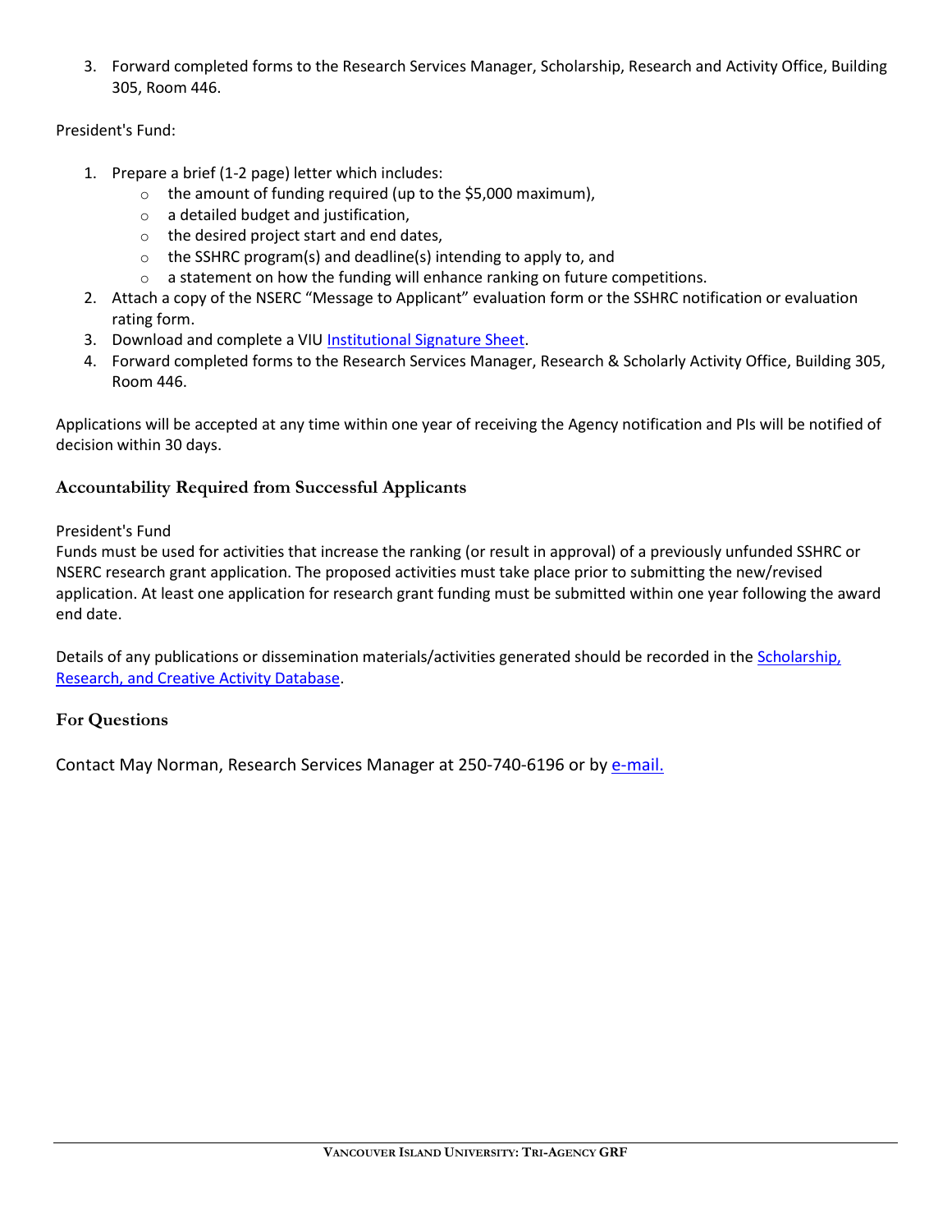3. Forward completed forms to the Research Services Manager, Scholarship, Research and Activity Office, Building 305, Room 446.

President's Fund:

1. Prepare a brief (1-2 page) letter which includes:
   - the amount of funding required (up to the $5,000 maximum),
   - a detailed budget and justification,
   - the desired project start and end dates,
   - the SSHRC program(s) and deadline(s) intending to apply to, and
   - a statement on how the funding will enhance ranking on future competitions.
2. Attach a copy of the NSERC "Message to Applicant" evaluation form or the SSHRC notification or evaluation rating form.
3. Download and complete a VIU Institutional Signature Sheet.
4. Forward completed forms to the Research Services Manager, Research & Scholarly Activity Office, Building 305, Room 446.

Applications will be accepted at any time within one year of receiving the Agency notification and PIs will be notified of decision within 30 days.

### Accountability Required from Successful Applicants

President's Fund

Funds must be used for activities that increase the ranking (or result in approval) of a previously unfunded SSHRC or NSERC research grant application. The proposed activities must take place prior to submitting the new/revised application. At least one application for research grant funding must be submitted within one year following the award end date.

Details of any publications or dissemination materials/activities generated should be recorded in the Scholarship, Research, and Creative Activity Database.

### For Questions

Contact May Norman, Research Services Manager at 250-740-6196 or by e-mail.